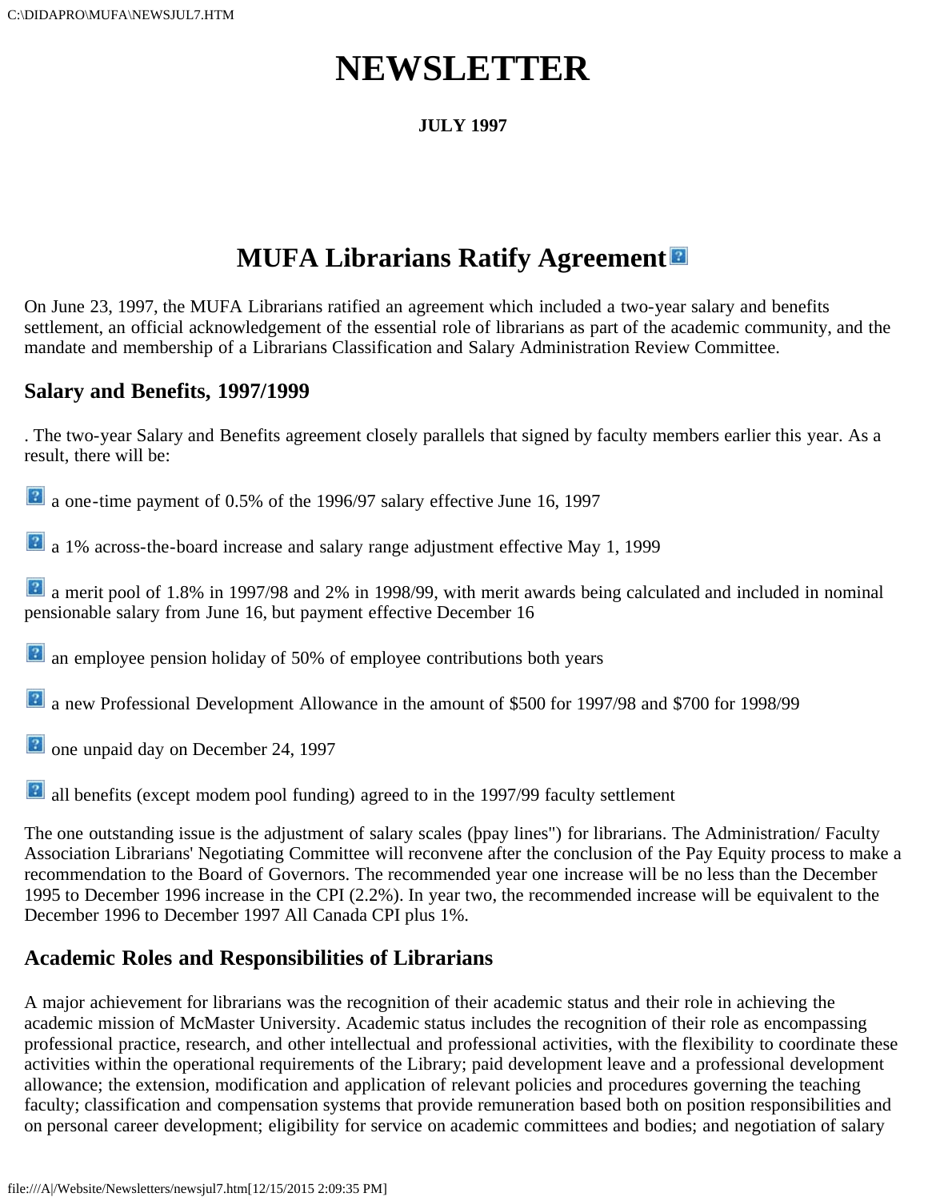# NEWSLETTER

**JULY 1997**

## MUFA Librarians Ratify Agreement

On June 23, 1997, the MUFA Librarians ratified an agreement which included a two-year salary and benefits settlement, an official acknowledgement of the essential role of librarians as part of the academic community, and the mandate and membership of a Librarians Classification and Salary Administration Review Committee.

### Salary and Benefits, 1997/1999

. The two-year Salary and Benefits agreement closely parallels that signed by faculty members earlier this year. As a result, there will be:

- a one-time payment of 0.5% of the 1996/97 salary effective June 16, 1997
- a 1% across-the-board increase and salary range adjustment effective May 1, 1999
- a merit pool of 1.8% in 1997/98 and 2% in 1998/99, with merit awards being calculated and included in nominal pensionable salary from June 16, but payment effective December 16
- an employee pension holiday of 50% of employee contributions both years
- a new Professional Development Allowance in the amount of $500 for 1997/98 and $700 for 1998/99
- one unpaid day on December 24, 1997
- all benefits (except modem pool funding) agreed to in the 1997/99 faculty settlement

The one outstanding issue is the adjustment of salary scales (þpay lines") for librarians. The Administration/ Faculty Association Librarians' Negotiating Committee will reconvene after the conclusion of the Pay Equity process to make a recommendation to the Board of Governors. The recommended year one increase will be no less than the December 1995 to December 1996 increase in the CPI (2.2%). In year two, the recommended increase will be equivalent to the December 1996 to December 1997 All Canada CPI plus 1%.

### Academic Roles and Responsibilities of Librarians

A major achievement for librarians was the recognition of their academic status and their role in achieving the academic mission of McMaster University. Academic status includes the recognition of their role as encompassing professional practice, research, and other intellectual and professional activities, with the flexibility to coordinate these activities within the operational requirements of the Library; paid development leave and a professional development allowance; the extension, modification and application of relevant policies and procedures governing the teaching faculty; classification and compensation systems that provide remuneration based both on position responsibilities and on personal career development; eligibility for service on academic committees and bodies; and negotiation of salary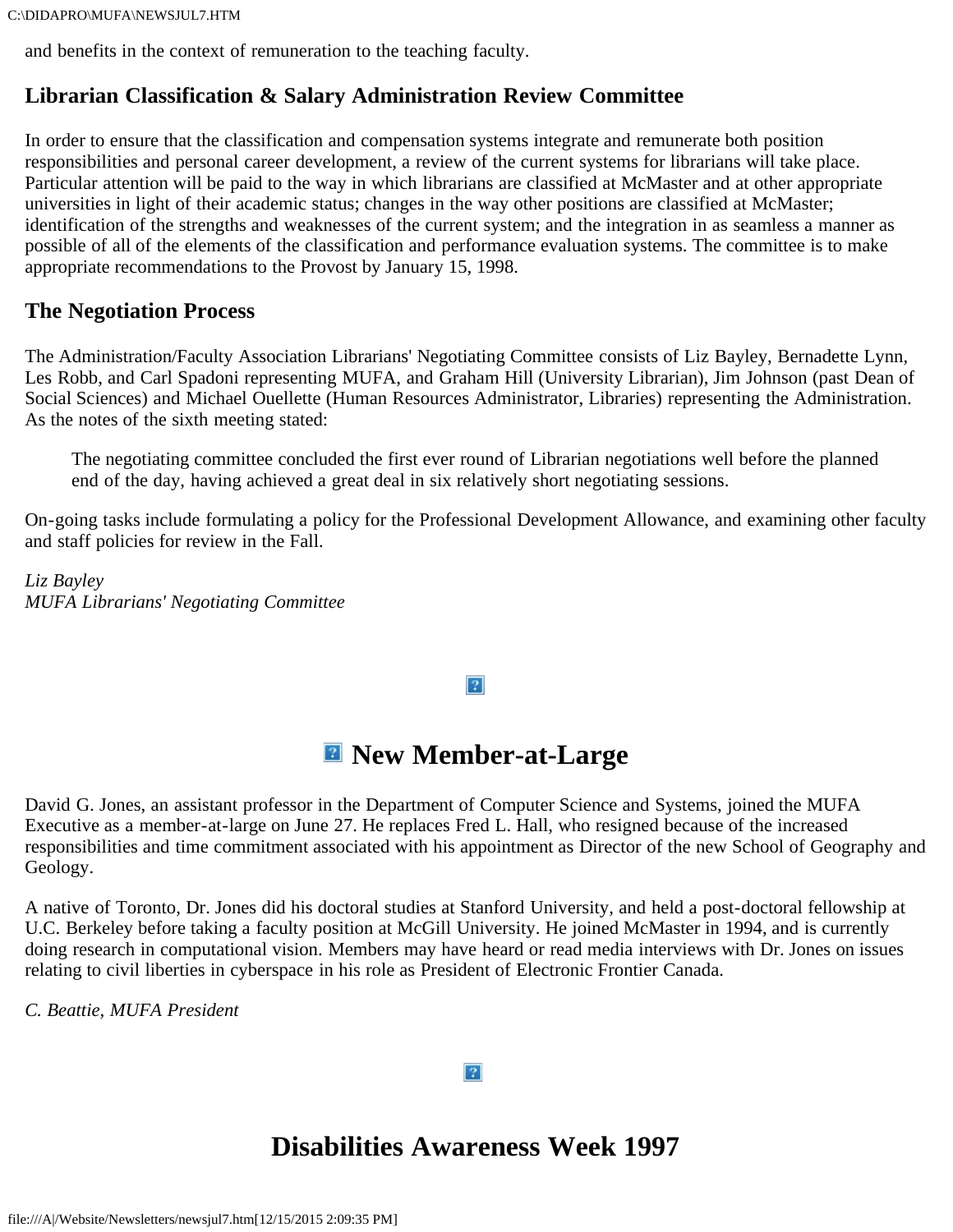and benefits in the context of remuneration to the teaching faculty.

### Librarian Classification & Salary Administration Review Committee

In order to ensure that the classification and compensation systems integrate and remunerate both position responsibilities and personal career development, a review of the current systems for librarians will take place. Particular attention will be paid to the way in which librarians are classified at McMaster and at other appropriate universities in light of their academic status; changes in the way other positions are classified at McMaster; identification of the strengths and weaknesses of the current system; and the integration in as seamless a manner as possible of all of the elements of the classification and performance evaluation systems. The committee is to make appropriate recommendations to the Provost by January 15, 1998.

### The Negotiation Process

The Administration/Faculty Association Librarians' Negotiating Committee consists of Liz Bayley, Bernadette Lynn, Les Robb, and Carl Spadoni representing MUFA, and Graham Hill (University Librarian), Jim Johnson (past Dean of Social Sciences) and Michael Ouellette (Human Resources Administrator, Libraries) representing the Administration. As the notes of the sixth meeting stated:

> The negotiating committee concluded the first ever round of Librarian negotiations well before the planned end of the day, having achieved a great deal in six relatively short negotiating sessions.

On-going tasks include formulating a policy for the Professional Development Allowance, and examining other faculty and staff policies for review in the Fall.

*Liz Bayley*
*MUFA Librarians' Negotiating Committee*

## New Member-at-Large

David G. Jones, an assistant professor in the Department of Computer Science and Systems, joined the MUFA Executive as a member-at-large on June 27. He replaces Fred L. Hall, who resigned because of the increased responsibilities and time commitment associated with his appointment as Director of the new School of Geography and Geology.

A native of Toronto, Dr. Jones did his doctoral studies at Stanford University, and held a post-doctoral fellowship at U.C. Berkeley before taking a faculty position at McGill University. He joined McMaster in 1994, and is currently doing research in computational vision. Members may have heard or read media interviews with Dr. Jones on issues relating to civil liberties in cyberspace in his role as President of Electronic Frontier Canada.

*C. Beattie, MUFA President*

## Disabilities Awareness Week 1997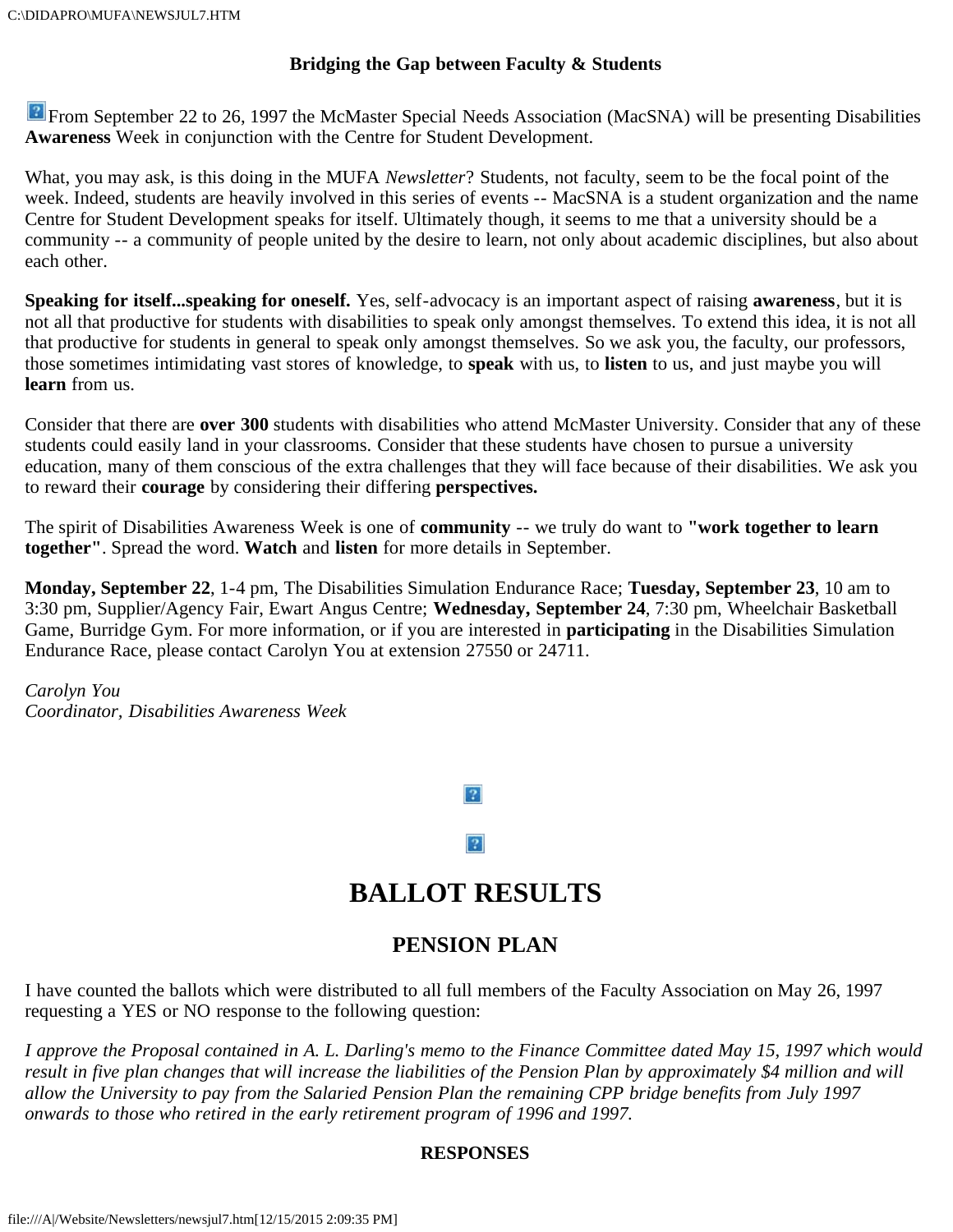**Bridging the Gap between Faculty & Students**

From September 22 to 26, 1997 the McMaster Special Needs Association (MacSNA) will be presenting Disabilities **Awareness** Week in conjunction with the Centre for Student Development.

What, you may ask, is this doing in the MUFA *Newsletter*? Students, not faculty, seem to be the focal point of the week. Indeed, students are heavily involved in this series of events -- MacSNA is a student organization and the name Centre for Student Development speaks for itself. Ultimately though, it seems to me that a university should be a community -- a community of people united by the desire to learn, not only about academic disciplines, but also about each other.

**Speaking for itself...speaking for oneself.** Yes, self-advocacy is an important aspect of raising **awareness**, but it is not all that productive for students with disabilities to speak only amongst themselves. To extend this idea, it is not all that productive for students in general to speak only amongst themselves. So we ask you, the faculty, our professors, those sometimes intimidating vast stores of knowledge, to **speak** with us, to **listen** to us, and just maybe you will **learn** from us.

Consider that there are **over 300** students with disabilities who attend McMaster University. Consider that any of these students could easily land in your classrooms. Consider that these students have chosen to pursue a university education, many of them conscious of the extra challenges that they will face because of their disabilities. We ask you to reward their **courage** by considering their differing **perspectives.**

The spirit of Disabilities Awareness Week is one of **community** -- we truly do want to **"work together to learn together"**. Spread the word. **Watch** and **listen** for more details in September.

**Monday, September 22**, 1-4 pm, The Disabilities Simulation Endurance Race; **Tuesday, September 23**, 10 am to 3:30 pm, Supplier/Agency Fair, Ewart Angus Centre; **Wednesday, September 24**, 7:30 pm, Wheelchair Basketball Game, Burridge Gym. For more information, or if you are interested in **participating** in the Disabilities Simulation Endurance Race, please contact Carolyn You at extension 27550 or 24711.

*Carolyn You*
*Coordinator, Disabilities Awareness Week*

# BALLOT RESULTS

## PENSION PLAN

I have counted the ballots which were distributed to all full members of the Faculty Association on May 26, 1997 requesting a YES or NO response to the following question:

*I approve the Proposal contained in A. L. Darling's memo to the Finance Committee dated May 15, 1997 which would result in five plan changes that will increase the liabilities of the Pension Plan by approximately $4 million and will allow the University to pay from the Salaried Pension Plan the remaining CPP bridge benefits from July 1997 onwards to those who retired in the early retirement program of 1996 and 1997.*

**RESPONSES**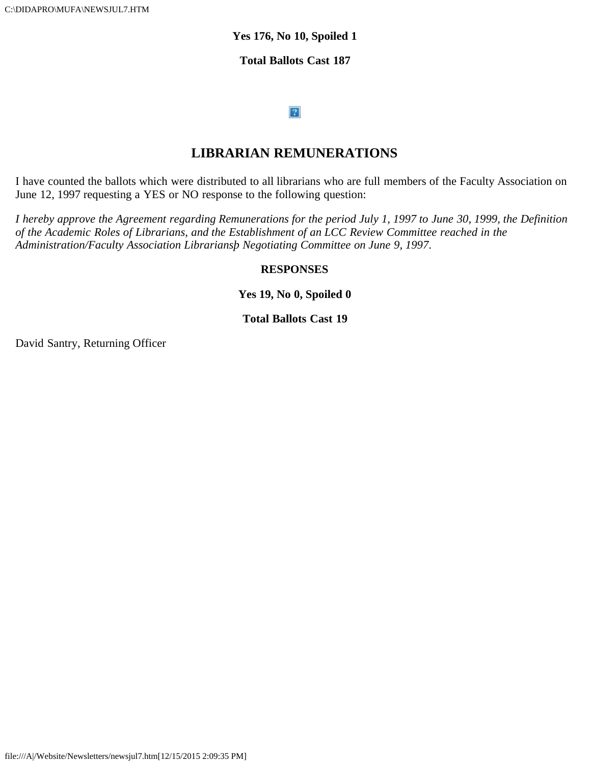**Yes 176, No 10, Spoiled 1**

**Total Ballots Cast 187**

## LIBRARIAN REMUNERATIONS

I have counted the ballots which were distributed to all librarians who are full members of the Faculty Association on June 12, 1997 requesting a YES or NO response to the following question:

*I hereby approve the Agreement regarding Remunerations for the period July 1, 1997 to June 30, 1999, the Definition of the Academic Roles of Librarians, and the Establishment of an LCC Review Committee reached in the Administration/Faculty Association Librariansþ Negotiating Committee on June 9, 1997.*

**RESPONSES**

**Yes 19, No 0, Spoiled 0**

**Total Ballots Cast 19**

David Santry, Returning Officer